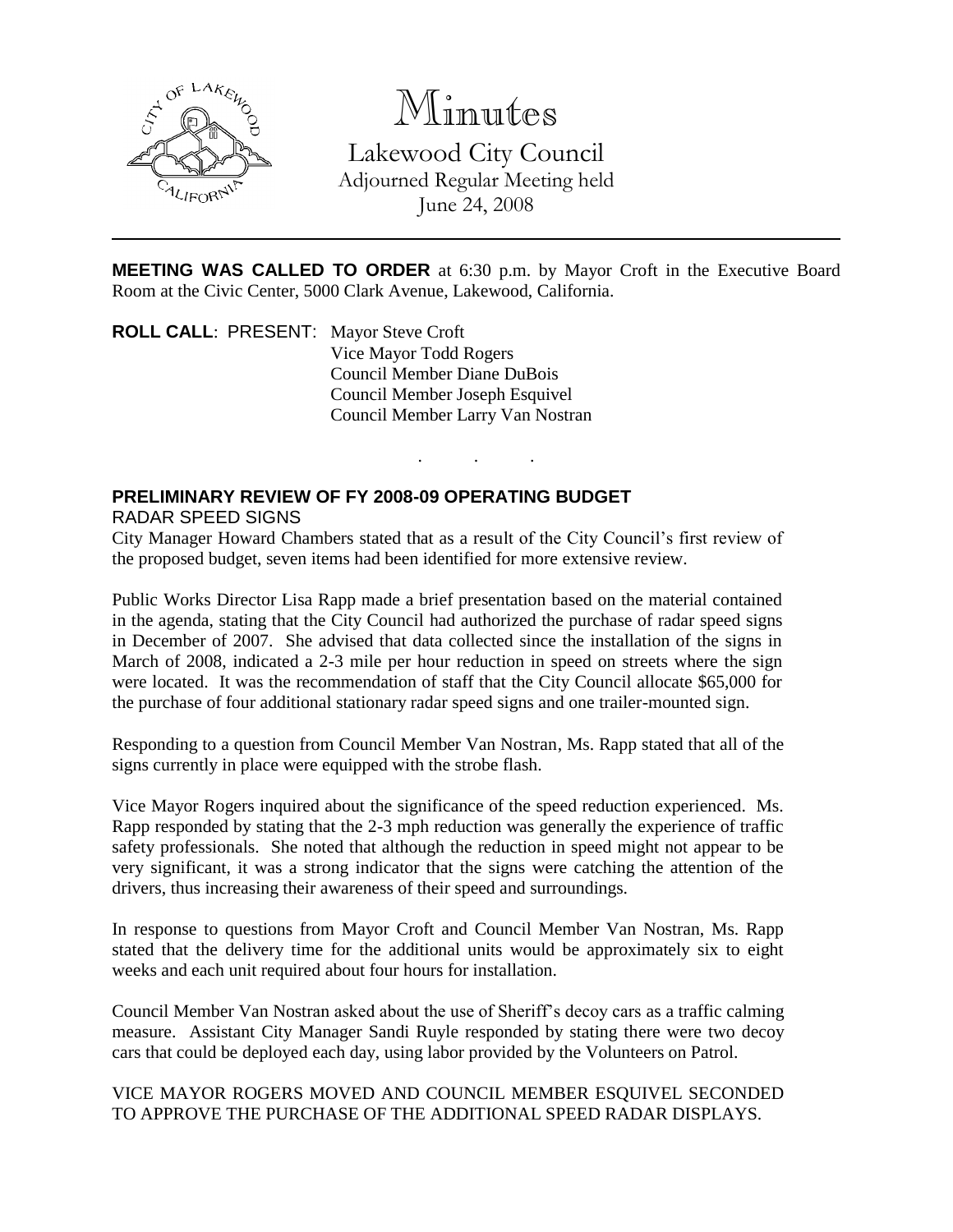# Minutes

Lakewood City Council
Adjourned Regular Meeting held
June 24, 2008

---

**MEETING WAS CALLED TO ORDER** at 6:30 p.m. by Mayor Croft in the Executive Board Room at the Civic Center, 5000 Clark Avenue, Lakewood, California.

**ROLL CALL**: PRESENT: Mayor Steve Croft
Vice Mayor Todd Rogers
Council Member Diane DuBois
Council Member Joseph Esquivel
Council Member Larry Van Nostran

. . .

**PRELIMINARY REVIEW OF FY 2008-09 OPERATING BUDGET**

RADAR SPEED SIGNS

City Manager Howard Chambers stated that as a result of the City Council's first review of the proposed budget, seven items had been identified for more extensive review.

Public Works Director Lisa Rapp made a brief presentation based on the material contained in the agenda, stating that the City Council had authorized the purchase of radar speed signs in December of 2007. She advised that data collected since the installation of the signs in March of 2008, indicated a 2-3 mile per hour reduction in speed on streets where the sign were located. It was the recommendation of staff that the City Council allocate $65,000 for the purchase of four additional stationary radar speed signs and one trailer-mounted sign.

Responding to a question from Council Member Van Nostran, Ms. Rapp stated that all of the signs currently in place were equipped with the strobe flash.

Vice Mayor Rogers inquired about the significance of the speed reduction experienced. Ms. Rapp responded by stating that the 2-3 mph reduction was generally the experience of traffic safety professionals. She noted that although the reduction in speed might not appear to be very significant, it was a strong indicator that the signs were catching the attention of the drivers, thus increasing their awareness of their speed and surroundings.

In response to questions from Mayor Croft and Council Member Van Nostran, Ms. Rapp stated that the delivery time for the additional units would be approximately six to eight weeks and each unit required about four hours for installation.

Council Member Van Nostran asked about the use of Sheriff's decoy cars as a traffic calming measure. Assistant City Manager Sandi Ruyle responded by stating there were two decoy cars that could be deployed each day, using labor provided by the Volunteers on Patrol.

VICE MAYOR ROGERS MOVED AND COUNCIL MEMBER ESQUIVEL SECONDED TO APPROVE THE PURCHASE OF THE ADDITIONAL SPEED RADAR DISPLAYS.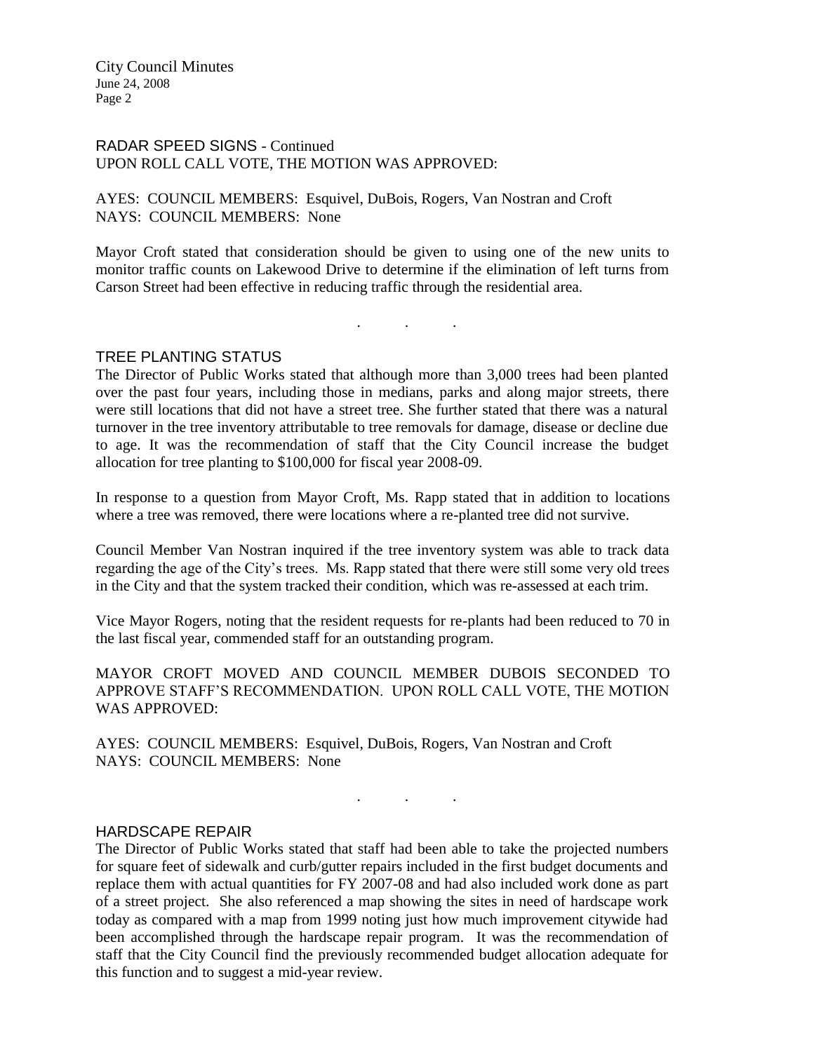RADAR SPEED SIGNS - Continued
UPON ROLL CALL VOTE, THE MOTION WAS APPROVED:

AYES: COUNCIL MEMBERS: Esquivel, DuBois, Rogers, Van Nostran and Croft
NAYS: COUNCIL MEMBERS: None

Mayor Croft stated that consideration should be given to using one of the new units to monitor traffic counts on Lakewood Drive to determine if the elimination of left turns from Carson Street had been effective in reducing traffic through the residential area.

. . .

## TREE PLANTING STATUS

The Director of Public Works stated that although more than 3,000 trees had been planted over the past four years, including those in medians, parks and along major streets, there were still locations that did not have a street tree. She further stated that there was a natural turnover in the tree inventory attributable to tree removals for damage, disease or decline due to age. It was the recommendation of staff that the City Council increase the budget allocation for tree planting to $100,000 for fiscal year 2008-09.

In response to a question from Mayor Croft, Ms. Rapp stated that in addition to locations where a tree was removed, there were locations where a re-planted tree did not survive.

Council Member Van Nostran inquired if the tree inventory system was able to track data regarding the age of the City's trees. Ms. Rapp stated that there were still some very old trees in the City and that the system tracked their condition, which was re-assessed at each trim.

Vice Mayor Rogers, noting that the resident requests for re-plants had been reduced to 70 in the last fiscal year, commended staff for an outstanding program.

MAYOR CROFT MOVED AND COUNCIL MEMBER DUBOIS SECONDED TO APPROVE STAFF'S RECOMMENDATION. UPON ROLL CALL VOTE, THE MOTION WAS APPROVED:

AYES: COUNCIL MEMBERS: Esquivel, DuBois, Rogers, Van Nostran and Croft
NAYS: COUNCIL MEMBERS: None

. . .

## HARDSCAPE REPAIR

The Director of Public Works stated that staff had been able to take the projected numbers for square feet of sidewalk and curb/gutter repairs included in the first budget documents and replace them with actual quantities for FY 2007-08 and had also included work done as part of a street project. She also referenced a map showing the sites in need of hardscape work today as compared with a map from 1999 noting just how much improvement citywide had been accomplished through the hardscape repair program. It was the recommendation of staff that the City Council find the previously recommended budget allocation adequate for this function and to suggest a mid-year review.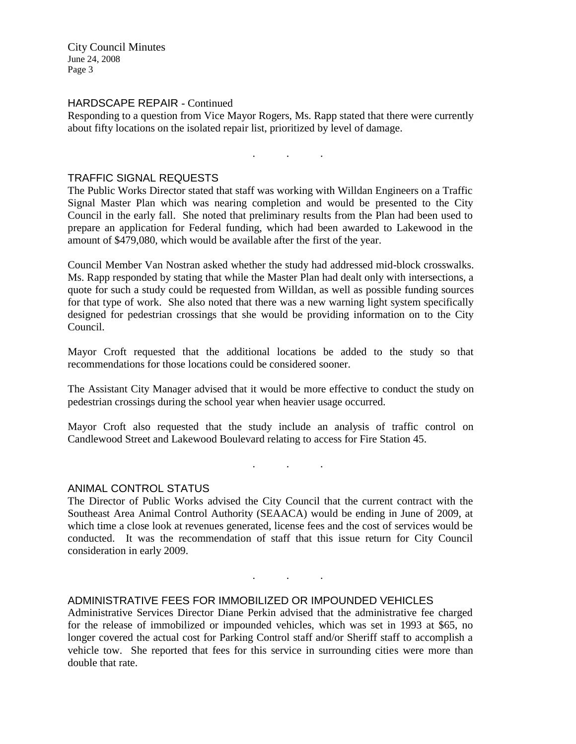## HARDSCAPE REPAIR - Continued

Responding to a question from Vice Mayor Rogers, Ms. Rapp stated that there were currently about fifty locations on the isolated repair list, prioritized by level of damage.

. . .

## TRAFFIC SIGNAL REQUESTS

The Public Works Director stated that staff was working with Willdan Engineers on a Traffic Signal Master Plan which was nearing completion and would be presented to the City Council in the early fall. She noted that preliminary results from the Plan had been used to prepare an application for Federal funding, which had been awarded to Lakewood in the amount of $479,080, which would be available after the first of the year.

Council Member Van Nostran asked whether the study had addressed mid-block crosswalks. Ms. Rapp responded by stating that while the Master Plan had dealt only with intersections, a quote for such a study could be requested from Willdan, as well as possible funding sources for that type of work. She also noted that there was a new warning light system specifically designed for pedestrian crossings that she would be providing information on to the City Council.

Mayor Croft requested that the additional locations be added to the study so that recommendations for those locations could be considered sooner.

The Assistant City Manager advised that it would be more effective to conduct the study on pedestrian crossings during the school year when heavier usage occurred.

Mayor Croft also requested that the study include an analysis of traffic control on Candlewood Street and Lakewood Boulevard relating to access for Fire Station 45.

. . .

## ANIMAL CONTROL STATUS

The Director of Public Works advised the City Council that the current contract with the Southeast Area Animal Control Authority (SEAACA) would be ending in June of 2009, at which time a close look at revenues generated, license fees and the cost of services would be conducted. It was the recommendation of staff that this issue return for City Council consideration in early 2009.

. . .

## ADMINISTRATIVE FEES FOR IMMOBILIZED OR IMPOUNDED VEHICLES

Administrative Services Director Diane Perkin advised that the administrative fee charged for the release of immobilized or impounded vehicles, which was set in 1993 at $65, no longer covered the actual cost for Parking Control staff and/or Sheriff staff to accomplish a vehicle tow. She reported that fees for this service in surrounding cities were more than double that rate.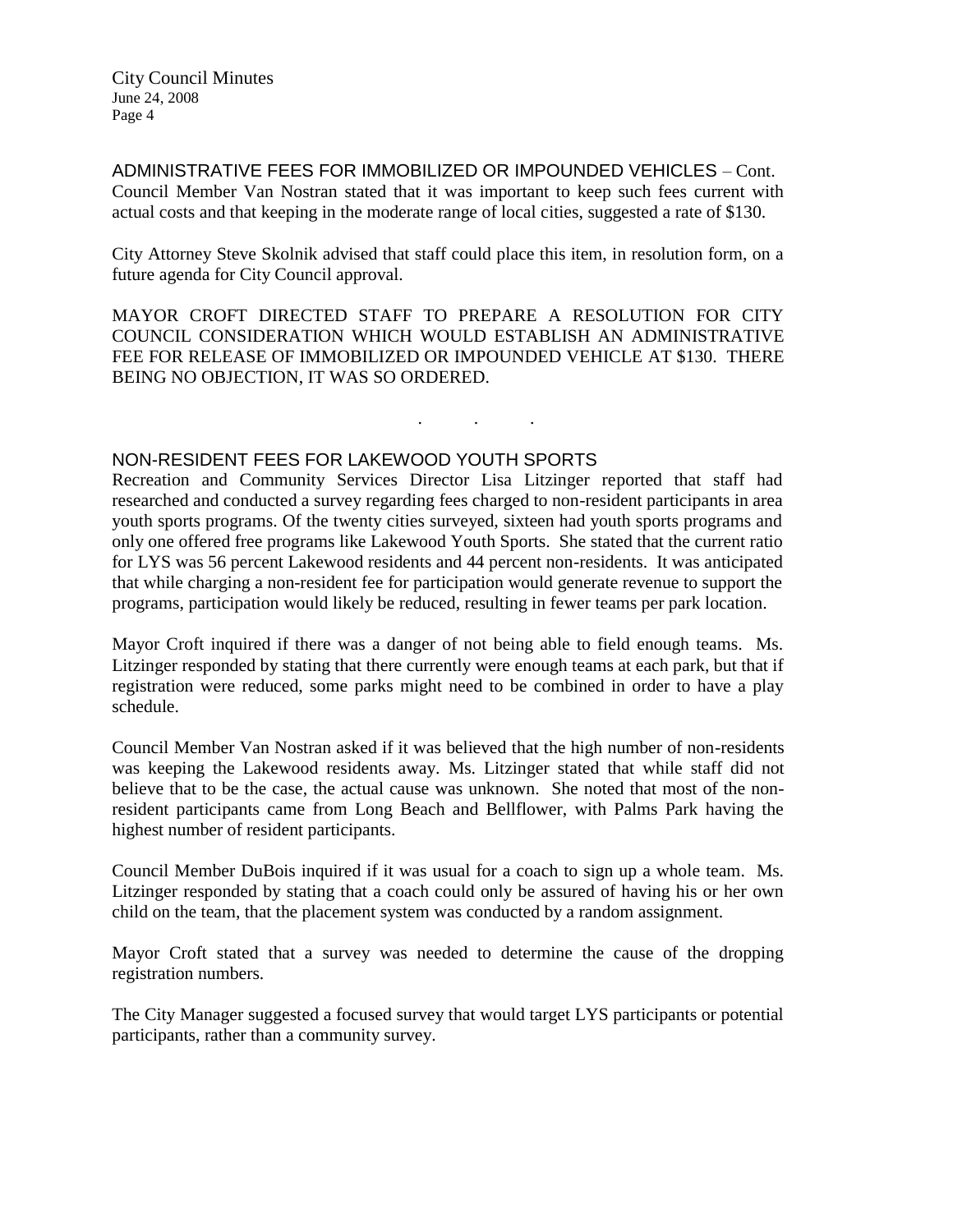ADMINISTRATIVE FEES FOR IMMOBILIZED OR IMPOUNDED VEHICLES – Cont.
Council Member Van Nostran stated that it was important to keep such fees current with actual costs and that keeping in the moderate range of local cities, suggested a rate of $130.

City Attorney Steve Skolnik advised that staff could place this item, in resolution form, on a future agenda for City Council approval.

MAYOR CROFT DIRECTED STAFF TO PREPARE A RESOLUTION FOR CITY COUNCIL CONSIDERATION WHICH WOULD ESTABLISH AN ADMINISTRATIVE FEE FOR RELEASE OF IMMOBILIZED OR IMPOUNDED VEHICLE AT $130. THERE BEING NO OBJECTION, IT WAS SO ORDERED.

. . .

NON-RESIDENT FEES FOR LAKEWOOD YOUTH SPORTS
Recreation and Community Services Director Lisa Litzinger reported that staff had researched and conducted a survey regarding fees charged to non-resident participants in area youth sports programs. Of the twenty cities surveyed, sixteen had youth sports programs and only one offered free programs like Lakewood Youth Sports. She stated that the current ratio for LYS was 56 percent Lakewood residents and 44 percent non-residents. It was anticipated that while charging a non-resident fee for participation would generate revenue to support the programs, participation would likely be reduced, resulting in fewer teams per park location.

Mayor Croft inquired if there was a danger of not being able to field enough teams. Ms. Litzinger responded by stating that there currently were enough teams at each park, but that if registration were reduced, some parks might need to be combined in order to have a play schedule.

Council Member Van Nostran asked if it was believed that the high number of non-residents was keeping the Lakewood residents away. Ms. Litzinger stated that while staff did not believe that to be the case, the actual cause was unknown. She noted that most of the non-resident participants came from Long Beach and Bellflower, with Palms Park having the highest number of resident participants.

Council Member DuBois inquired if it was usual for a coach to sign up a whole team. Ms. Litzinger responded by stating that a coach could only be assured of having his or her own child on the team, that the placement system was conducted by a random assignment.

Mayor Croft stated that a survey was needed to determine the cause of the dropping registration numbers.

The City Manager suggested a focused survey that would target LYS participants or potential participants, rather than a community survey.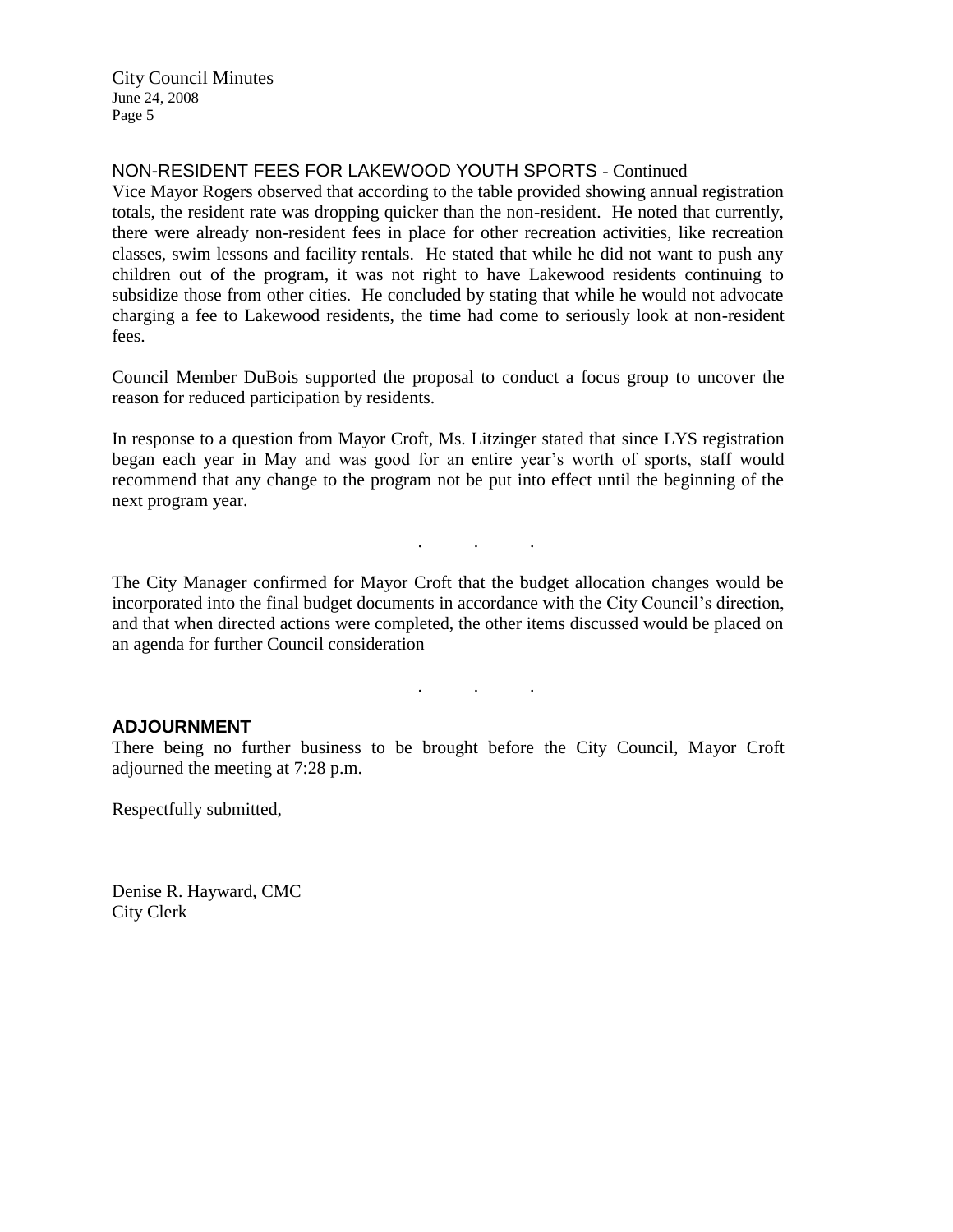NON-RESIDENT FEES FOR LAKEWOOD YOUTH SPORTS - Continued

Vice Mayor Rogers observed that according to the table provided showing annual registration totals, the resident rate was dropping quicker than the non-resident. He noted that currently, there were already non-resident fees in place for other recreation activities, like recreation classes, swim lessons and facility rentals. He stated that while he did not want to push any children out of the program, it was not right to have Lakewood residents continuing to subsidize those from other cities. He concluded by stating that while he would not advocate charging a fee to Lakewood residents, the time had come to seriously look at non-resident fees.

Council Member DuBois supported the proposal to conduct a focus group to uncover the reason for reduced participation by residents.

In response to a question from Mayor Croft, Ms. Litzinger stated that since LYS registration began each year in May and was good for an entire year's worth of sports, staff would recommend that any change to the program not be put into effect until the beginning of the next program year.

. . .

The City Manager confirmed for Mayor Croft that the budget allocation changes would be incorporated into the final budget documents in accordance with the City Council's direction, and that when directed actions were completed, the other items discussed would be placed on an agenda for further Council consideration

. . .

## ADJOURNMENT

There being no further business to be brought before the City Council, Mayor Croft adjourned the meeting at 7:28 p.m.

Respectfully submitted,

Denise R. Hayward, CMC
City Clerk